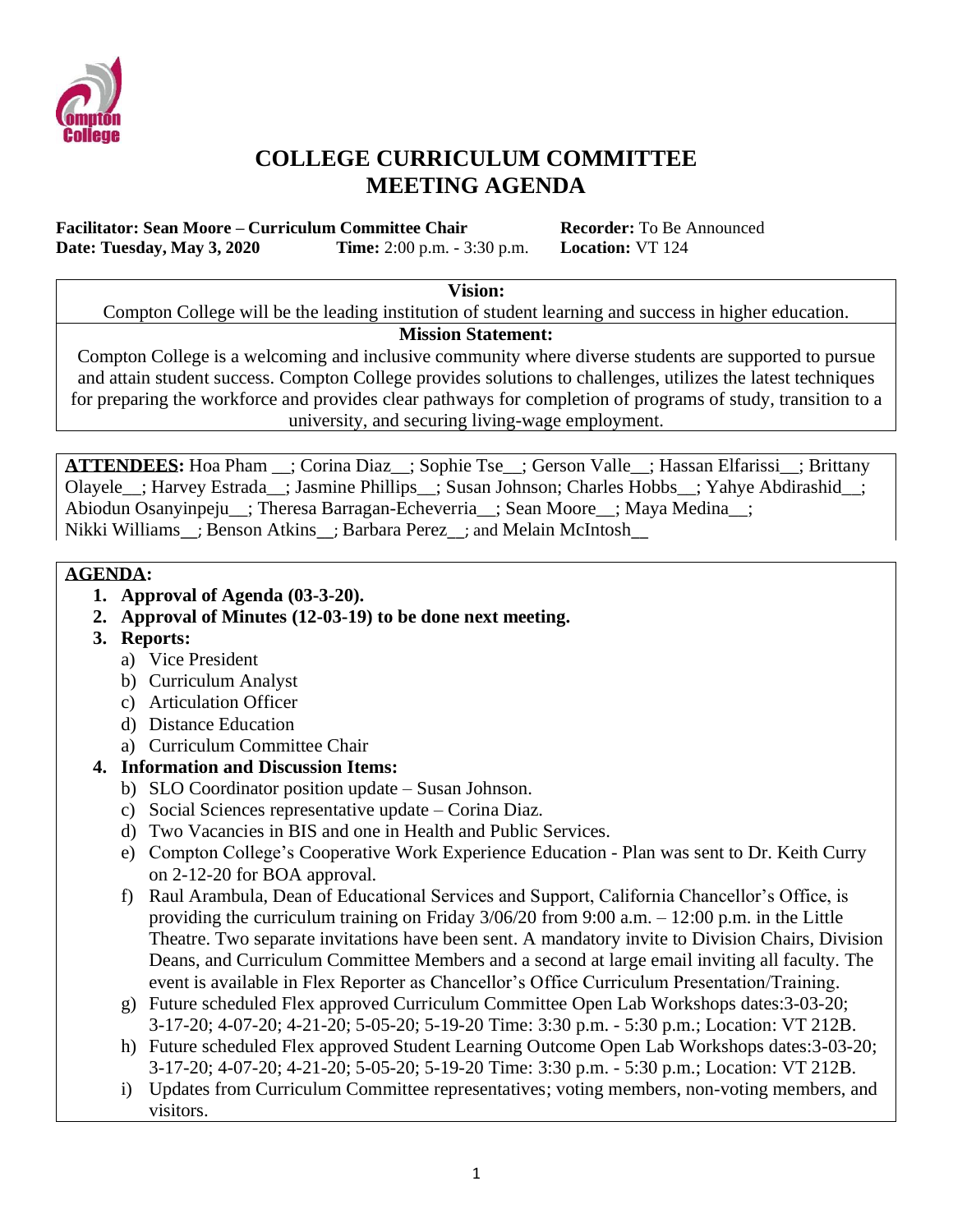# COLLEGE CURRICULUM COMMITTEE
# MEETING AGENDA

**Facilitator: Sean Moore – Curriculum Committee Chair** **Recorder:** To Be Announced
**Date: Tuesday, May 3, 2020** **Time:** 2:00 p.m. - 3:30 p.m. **Location:** VT 124

**Vision:**

Compton College will be the leading institution of student learning and success in higher education.

**Mission Statement:**

Compton College is a welcoming and inclusive community where diverse students are supported to pursue and attain student success. Compton College provides solutions to challenges, utilizes the latest techniques for preparing the workforce and provides clear pathways for completion of programs of study, transition to a university, and securing living-wage employment.

**ATTENDEES:** Hoa Pham __; Corina Diaz__; Sophie Tse__; Gerson Valle__; Hassan Elfarissi__; Brittany Olayele__; Harvey Estrada__; Jasmine Phillips__; Susan Johnson; Charles Hobbs__; Yahye Abdirashid__; Abiodun Osanyinpeju__; Theresa Barragan-Echeverria__; Sean Moore__; Maya Medina__; Nikki Williams__; Benson Atkins__; Barbara Perez__; and Melain McIntosh__

**AGENDA:**

1. **Approval of Agenda (03-3-20).**
2. **Approval of Minutes (12-03-19) to be done next meeting.**
3. **Reports:**
   a) Vice President
   b) Curriculum Analyst
   c) Articulation Officer
   d) Distance Education
   a) Curriculum Committee Chair
4. **Information and Discussion Items:**
   b) SLO Coordinator position update – Susan Johnson.
   c) Social Sciences representative update – Corina Diaz.
   d) Two Vacancies in BIS and one in Health and Public Services.
   e) Compton College's Cooperative Work Experience Education - Plan was sent to Dr. Keith Curry on 2-12-20 for BOA approval.
   f) Raul Arambula, Dean of Educational Services and Support, California Chancellor's Office, is providing the curriculum training on Friday 3/06/20 from 9:00 a.m. – 12:00 p.m. in the Little Theatre. Two separate invitations have been sent. A mandatory invite to Division Chairs, Division Deans, and Curriculum Committee Members and a second at large email inviting all faculty. The event is available in Flex Reporter as Chancellor's Office Curriculum Presentation/Training.
   g) Future scheduled Flex approved Curriculum Committee Open Lab Workshops dates:3-03-20; 3-17-20; 4-07-20; 4-21-20; 5-05-20; 5-19-20 Time: 3:30 p.m. - 5:30 p.m.; Location: VT 212B.
   h) Future scheduled Flex approved Student Learning Outcome Open Lab Workshops dates:3-03-20; 3-17-20; 4-07-20; 4-21-20; 5-05-20; 5-19-20 Time: 3:30 p.m. - 5:30 p.m.; Location: VT 212B.
   i) Updates from Curriculum Committee representatives; voting members, non-voting members, and visitors.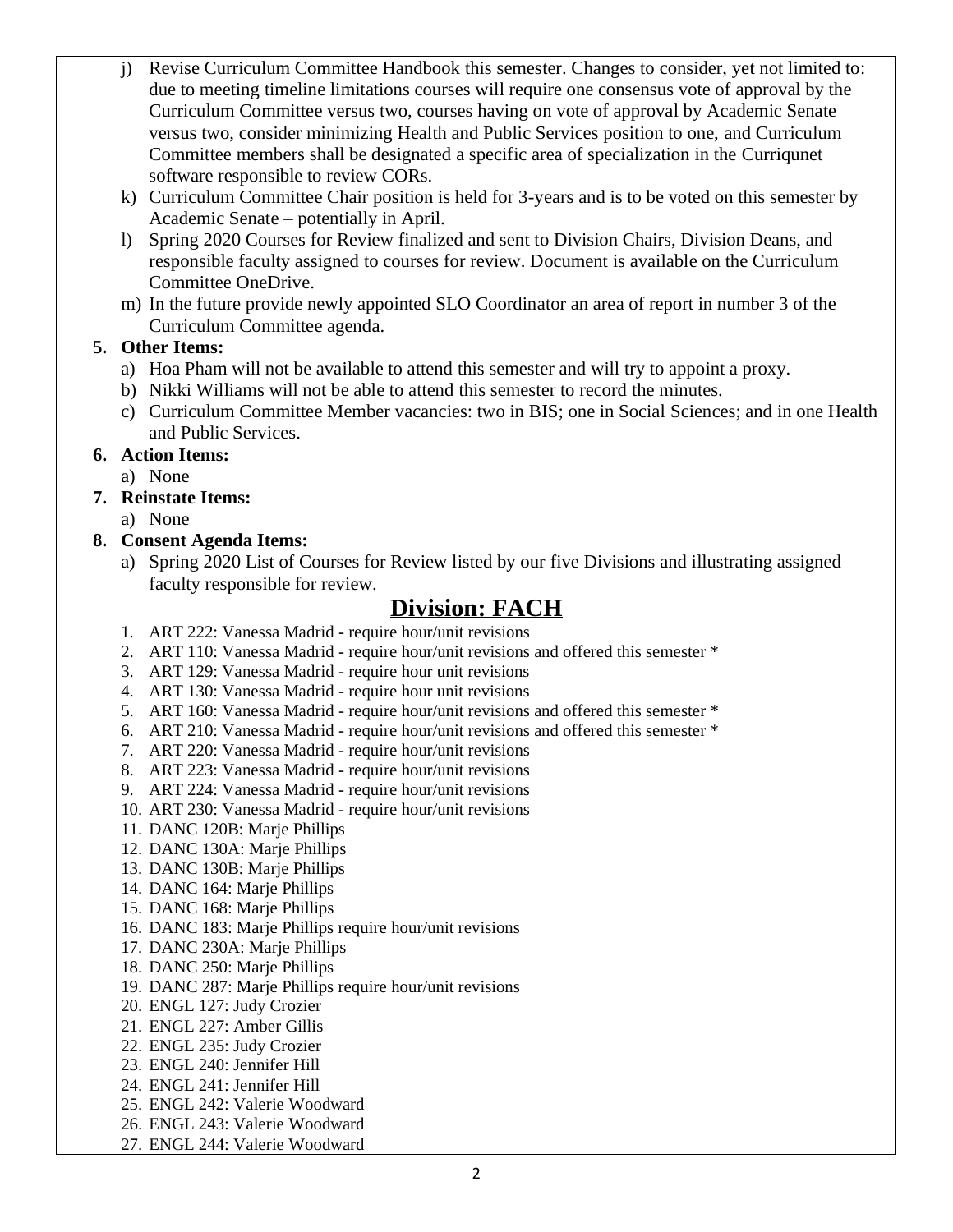j) Revise Curriculum Committee Handbook this semester. Changes to consider, yet not limited to: due to meeting timeline limitations courses will require one consensus vote of approval by the Curriculum Committee versus two, courses having on vote of approval by Academic Senate versus two, consider minimizing Health and Public Services position to one, and Curriculum Committee members shall be designated a specific area of specialization in the Curriqunet software responsible to review CORs.

k) Curriculum Committee Chair position is held for 3-years and is to be voted on this semester by Academic Senate – potentially in April.

l) Spring 2020 Courses for Review finalized and sent to Division Chairs, Division Deans, and responsible faculty assigned to courses for review. Document is available on the Curriculum Committee OneDrive.

m) In the future provide newly appointed SLO Coordinator an area of report in number 3 of the Curriculum Committee agenda.

**5. Other Items:**

a) Hoa Pham will not be available to attend this semester and will try to appoint a proxy.

b) Nikki Williams will not be able to attend this semester to record the minutes.

c) Curriculum Committee Member vacancies: two in BIS; one in Social Sciences; and in one Health and Public Services.

**6. Action Items:**

a) None

**7. Reinstate Items:**

a) None

**8. Consent Agenda Items:**

a) Spring 2020 List of Courses for Review listed by our five Divisions and illustrating assigned faculty responsible for review.

## Division: FACH

1. ART 222: Vanessa Madrid - require hour/unit revisions
2. ART 110: Vanessa Madrid - require hour/unit revisions and offered this semester *
3. ART 129: Vanessa Madrid - require hour unit revisions
4. ART 130: Vanessa Madrid - require hour unit revisions
5. ART 160: Vanessa Madrid - require hour/unit revisions and offered this semester *
6. ART 210: Vanessa Madrid - require hour/unit revisions and offered this semester *
7. ART 220: Vanessa Madrid - require hour/unit revisions
8. ART 223: Vanessa Madrid - require hour/unit revisions
9. ART 224: Vanessa Madrid - require hour/unit revisions
10. ART 230: Vanessa Madrid - require hour/unit revisions
11. DANC 120B: Marje Phillips
12. DANC 130A: Marje Phillips
13. DANC 130B: Marje Phillips
14. DANC 164: Marje Phillips
15. DANC 168: Marje Phillips
16. DANC 183: Marje Phillips require hour/unit revisions
17. DANC 230A: Marje Phillips
18. DANC 250: Marje Phillips
19. DANC 287: Marje Phillips require hour/unit revisions
20. ENGL 127: Judy Crozier
21. ENGL 227: Amber Gillis
22. ENGL 235: Judy Crozier
23. ENGL 240: Jennifer Hill
24. ENGL 241: Jennifer Hill
25. ENGL 242: Valerie Woodward
26. ENGL 243: Valerie Woodward
27. ENGL 244: Valerie Woodward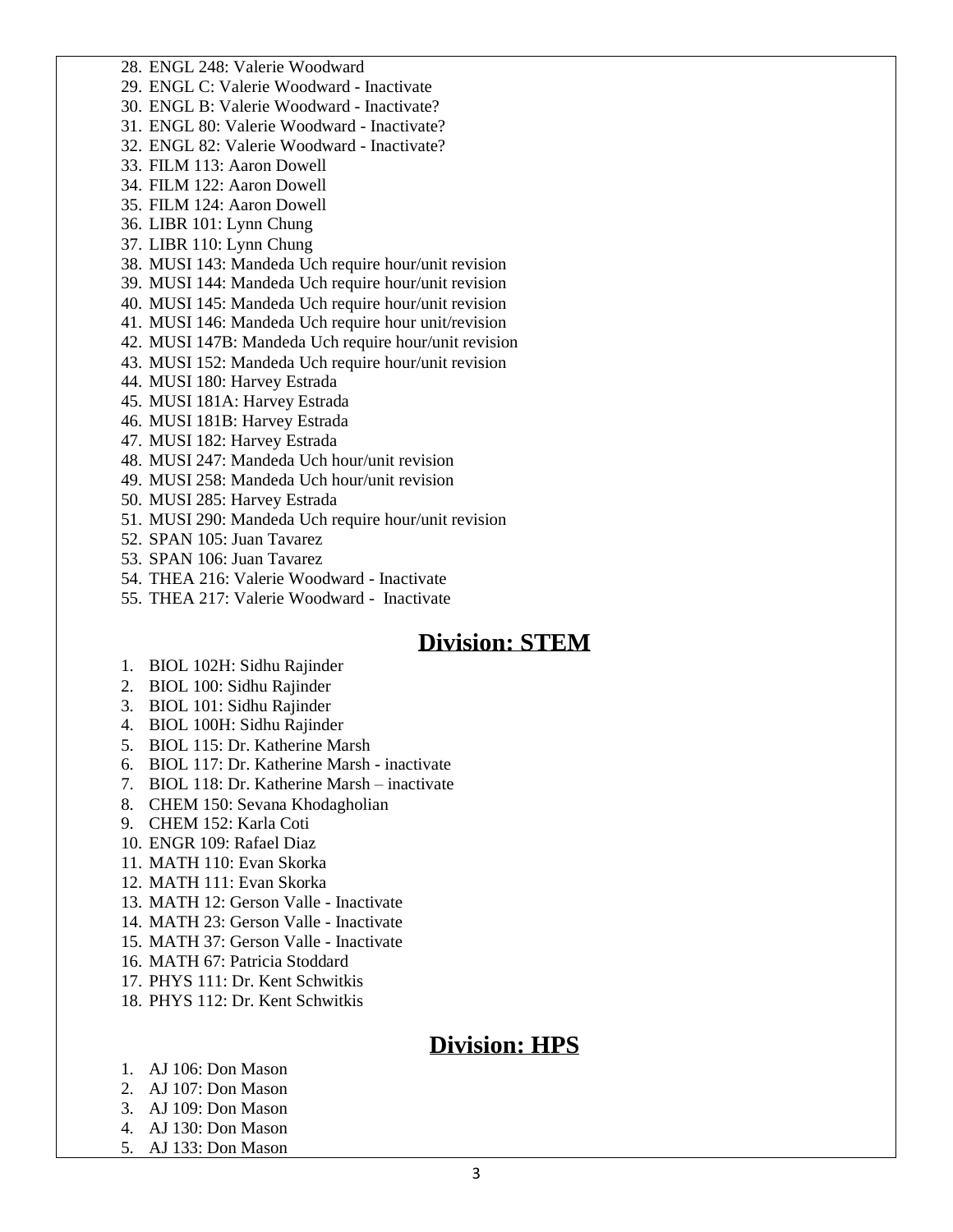28. ENGL 248: Valerie Woodward
29. ENGL C: Valerie Woodward - Inactivate
30. ENGL B: Valerie Woodward - Inactivate?
31. ENGL 80: Valerie Woodward - Inactivate?
32. ENGL 82: Valerie Woodward - Inactivate?
33. FILM 113: Aaron Dowell
34. FILM 122: Aaron Dowell
35. FILM 124: Aaron Dowell
36. LIBR 101: Lynn Chung
37. LIBR 110: Lynn Chung
38. MUSI 143: Mandeda Uch require hour/unit revision
39. MUSI 144: Mandeda Uch require hour/unit revision
40. MUSI 145: Mandeda Uch require hour/unit revision
41. MUSI 146: Mandeda Uch require hour unit/revision
42. MUSI 147B: Mandeda Uch require hour/unit revision
43. MUSI 152: Mandeda Uch require hour/unit revision
44. MUSI 180: Harvey Estrada
45. MUSI 181A: Harvey Estrada
46. MUSI 181B: Harvey Estrada
47. MUSI 182: Harvey Estrada
48. MUSI 247: Mandeda Uch hour/unit revision
49. MUSI 258: Mandeda Uch hour/unit revision
50. MUSI 285: Harvey Estrada
51. MUSI 290: Mandeda Uch require hour/unit revision
52. SPAN 105: Juan Tavarez
53. SPAN 106: Juan Tavarez
54. THEA 216: Valerie Woodward - Inactivate
55. THEA 217: Valerie Woodward - Inactivate

## Division: STEM

1. BIOL 102H: Sidhu Rajinder
2. BIOL 100: Sidhu Rajinder
3. BIOL 101: Sidhu Rajinder
4. BIOL 100H: Sidhu Rajinder
5. BIOL 115: Dr. Katherine Marsh
6. BIOL 117: Dr. Katherine Marsh - inactivate
7. BIOL 118: Dr. Katherine Marsh – inactivate
8. CHEM 150: Sevana Khodagholian
9. CHEM 152: Karla Coti
10. ENGR 109: Rafael Diaz
11. MATH 110: Evan Skorka
12. MATH 111: Evan Skorka
13. MATH 12: Gerson Valle - Inactivate
14. MATH 23: Gerson Valle - Inactivate
15. MATH 37: Gerson Valle - Inactivate
16. MATH 67: Patricia Stoddard
17. PHYS 111: Dr. Kent Schwitkis
18. PHYS 112: Dr. Kent Schwitkis

## Division: HPS

1. AJ 106: Don Mason
2. AJ 107: Don Mason
3. AJ 109: Don Mason
4. AJ 130: Don Mason
5. AJ 133: Don Mason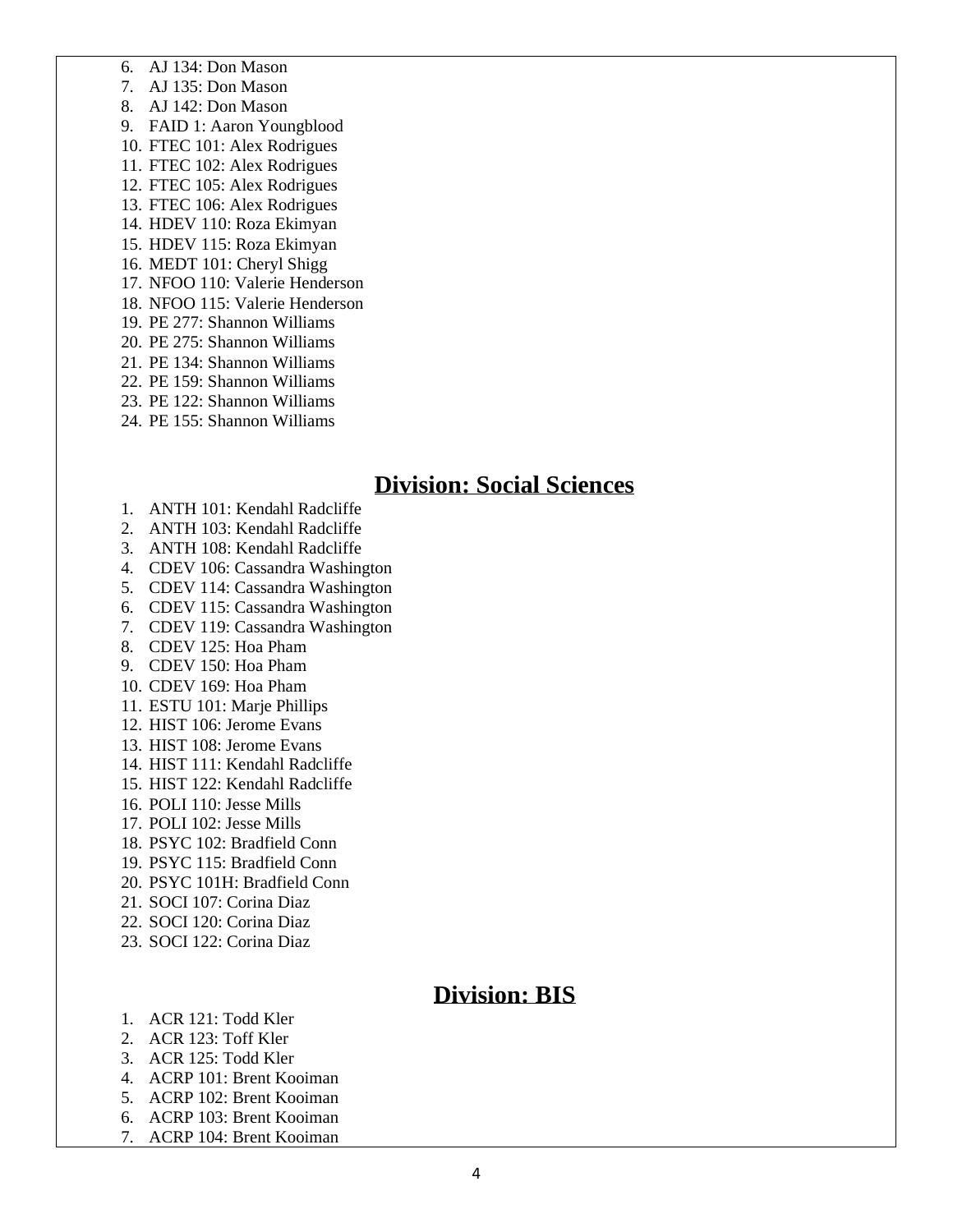6. AJ 134: Don Mason
7. AJ 135: Don Mason
8. AJ 142: Don Mason
9. FAID 1: Aaron Youngblood
10. FTEC 101: Alex Rodrigues
11. FTEC 102: Alex Rodrigues
12. FTEC 105: Alex Rodrigues
13. FTEC 106: Alex Rodrigues
14. HDEV 110: Roza Ekimyan
15. HDEV 115: Roza Ekimyan
16. MEDT 101: Cheryl Shigg
17. NFOO 110: Valerie Henderson
18. NFOO 115: Valerie Henderson
19. PE 277: Shannon Williams
20. PE 275: Shannon Williams
21. PE 134: Shannon Williams
22. PE 159: Shannon Williams
23. PE 122: Shannon Williams
24. PE 155: Shannon Williams

## Division: Social Sciences

1. ANTH 101: Kendahl Radcliffe
2. ANTH 103: Kendahl Radcliffe
3. ANTH 108: Kendahl Radcliffe
4. CDEV 106: Cassandra Washington
5. CDEV 114: Cassandra Washington
6. CDEV 115: Cassandra Washington
7. CDEV 119: Cassandra Washington
8. CDEV 125: Hoa Pham
9. CDEV 150: Hoa Pham
10. CDEV 169: Hoa Pham
11. ESTU 101: Marje Phillips
12. HIST 106: Jerome Evans
13. HIST 108: Jerome Evans
14. HIST 111: Kendahl Radcliffe
15. HIST 122: Kendahl Radcliffe
16. POLI 110: Jesse Mills
17. POLI 102: Jesse Mills
18. PSYC 102: Bradfield Conn
19. PSYC 115: Bradfield Conn
20. PSYC 101H: Bradfield Conn
21. SOCI 107: Corina Diaz
22. SOCI 120: Corina Diaz
23. SOCI 122: Corina Diaz

## Division: BIS

1. ACR 121: Todd Kler
2. ACR 123: Toff Kler
3. ACR 125: Todd Kler
4. ACRP 101: Brent Kooiman
5. ACRP 102: Brent Kooiman
6. ACRP 103: Brent Kooiman
7. ACRP 104: Brent Kooiman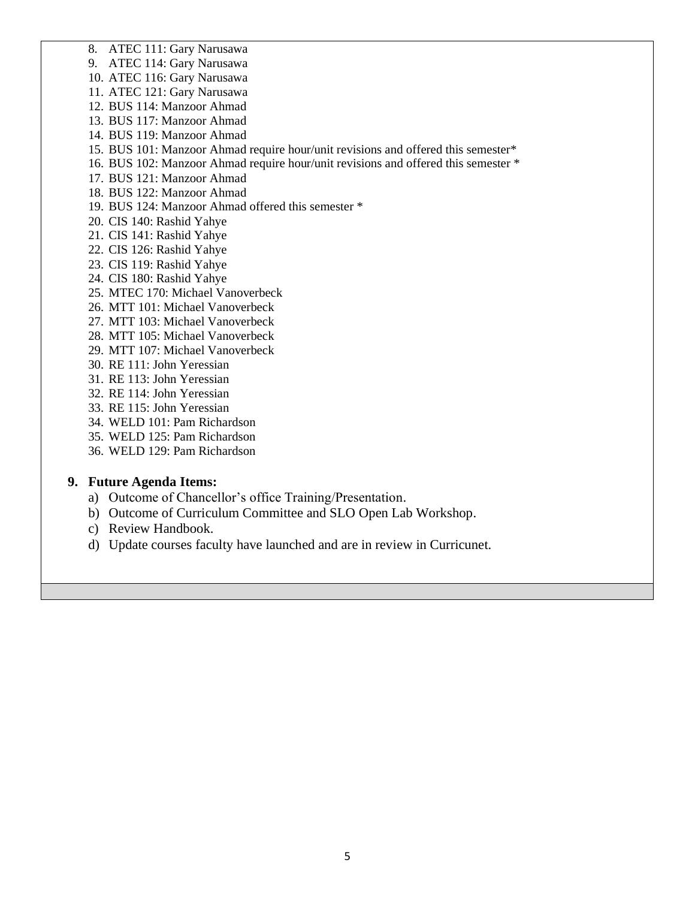8. ATEC 111: Gary Narusawa
9. ATEC 114: Gary Narusawa
10. ATEC 116: Gary Narusawa
11. ATEC 121: Gary Narusawa
12. BUS 114: Manzoor Ahmad
13. BUS 117: Manzoor Ahmad
14. BUS 119: Manzoor Ahmad
15. BUS 101: Manzoor Ahmad require hour/unit revisions and offered this semester*
16. BUS 102: Manzoor Ahmad require hour/unit revisions and offered this semester *
17. BUS 121: Manzoor Ahmad
18. BUS 122: Manzoor Ahmad
19. BUS 124: Manzoor Ahmad offered this semester *
20. CIS 140: Rashid Yahye
21. CIS 141: Rashid Yahye
22. CIS 126: Rashid Yahye
23. CIS 119: Rashid Yahye
24. CIS 180: Rashid Yahye
25. MTEC 170: Michael Vanoverbeck
26. MTT 101: Michael Vanoverbeck
27. MTT 103: Michael Vanoverbeck
28. MTT 105: Michael Vanoverbeck
29. MTT 107: Michael Vanoverbeck
30. RE 111: John Yeressian
31. RE 113: John Yeressian
32. RE 114: John Yeressian
33. RE 115: John Yeressian
34. WELD 101: Pam Richardson
35. WELD 125: Pam Richardson
36. WELD 129: Pam Richardson

**9. Future Agenda Items:**

a) Outcome of Chancellor's office Training/Presentation.
b) Outcome of Curriculum Committee and SLO Open Lab Workshop.
c) Review Handbook.
d) Update courses faculty have launched and are in review in Curricunet.